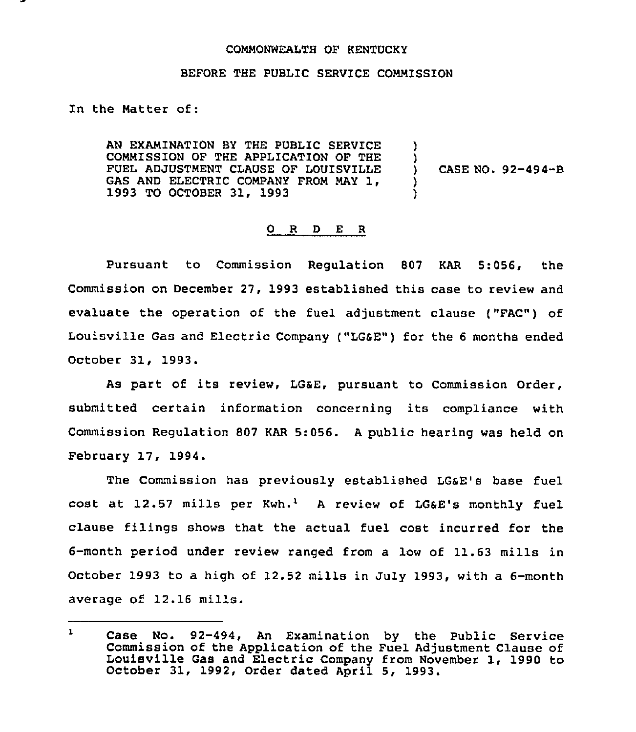COMMONWEALTH OF KENTUCKY

BEFORE THE PUBLIC SERVICE COMMISSION

In the Matter of:

AN EXAMINATION BY THE PUBLIC SERVICE COMMISSION OF THE APPLICATION OF THE FUEL ADJUSTMENT CLAUSE OF LOUISVILLE GAS AND ELECTRIC COMPANY FROM MAY 1, 1993 TO OCTOBER 31, 1993 ) CASE NO. 92-494-B

## O R D E R

Pursuant to Commission Regulation 807 KAR 5:056, the Commission on December 27, 1993 established this case to review and evaluate the operation of the fuel adjustment clause ("FAC") of Louisville Gas and Electric Company ("LG&E") for the 6 months ended October 31, 1993.

As part of its review, LG&E, pursuant to Commission Order, submitted certain information concerning its compliance with Commission Regulation 807 KAR 5:056. A public hearing was held on February 17, 1994.

The Commission has previously established LG&E's base fuel cost at 12.57 mills per Kwh.[1] A review of LG&E's monthly fuel clause filings shows that the actual fuel cost incurred for the 6-month period under review ranged from a low of 11.63 mills in October 1993 to a high of 12.52 mills in July 1993, with a 6-month average of 12.16 mills.

---

[1] Case No. 92-494, An Examination by the Public Service Commission of the Application of the Fuel Adjustment Clause of Louisville Gas and Electric Company from November 1, 1990 to October 31, 1992, Order dated April 5, 1993.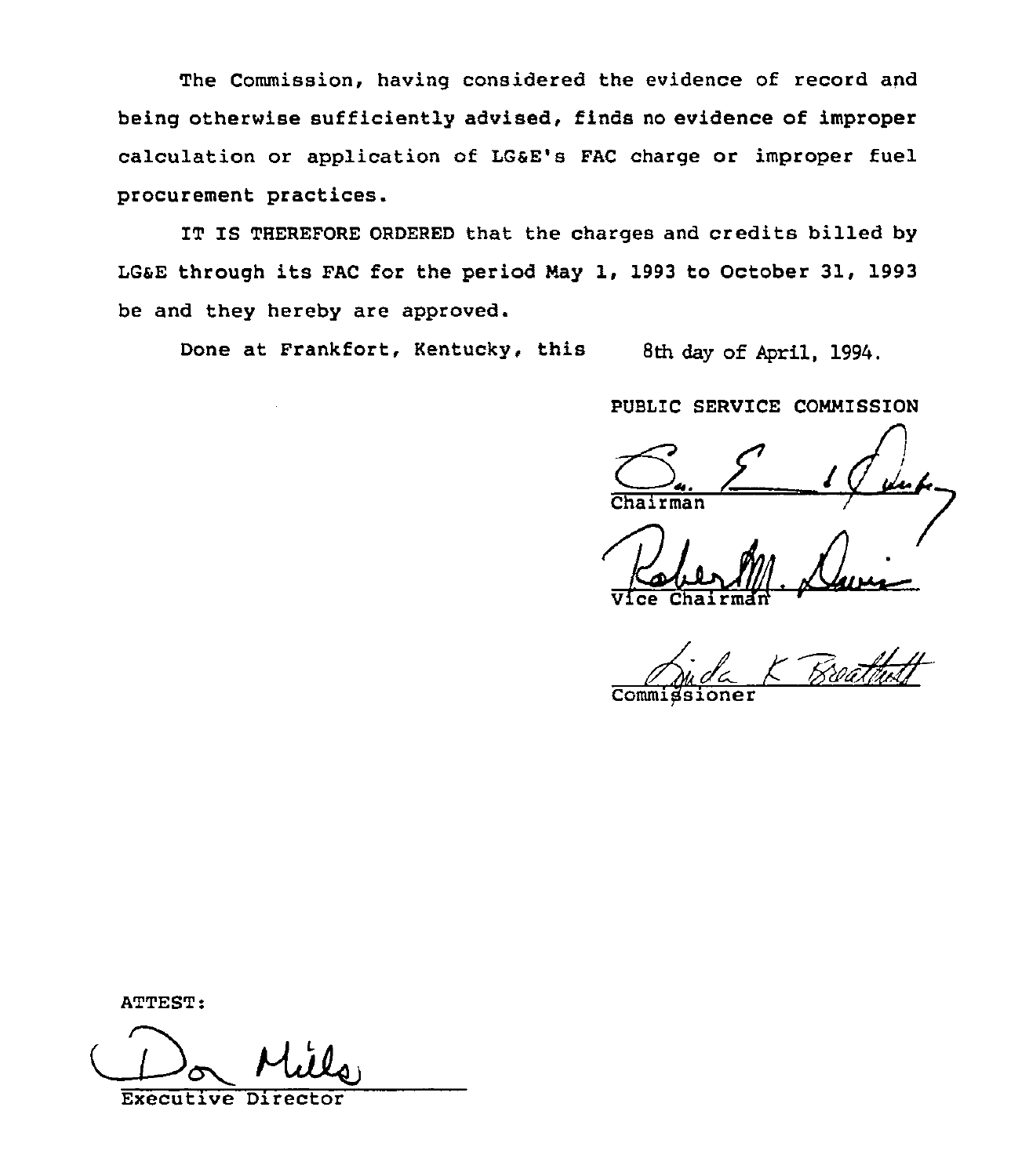The Commission, having considered the evidence of record and being otherwise sufficiently advised, finds no evidence of improper calculation or application of LG&E's FAC charge or improper fuel procurement practices.

IT IS THEREFORE ORDERED that the charges and credits billed by LG&E through its FAC for the period May 1, 1993 to October 31, 1993 be and they hereby are approved.

Done at Frankfort, Kentucky, this 8th day of April, 1994.

PUBLIC SERVICE COMMISSION

Chairman

Vice Chairman

Commissioner

ATTEST:

Executive Director